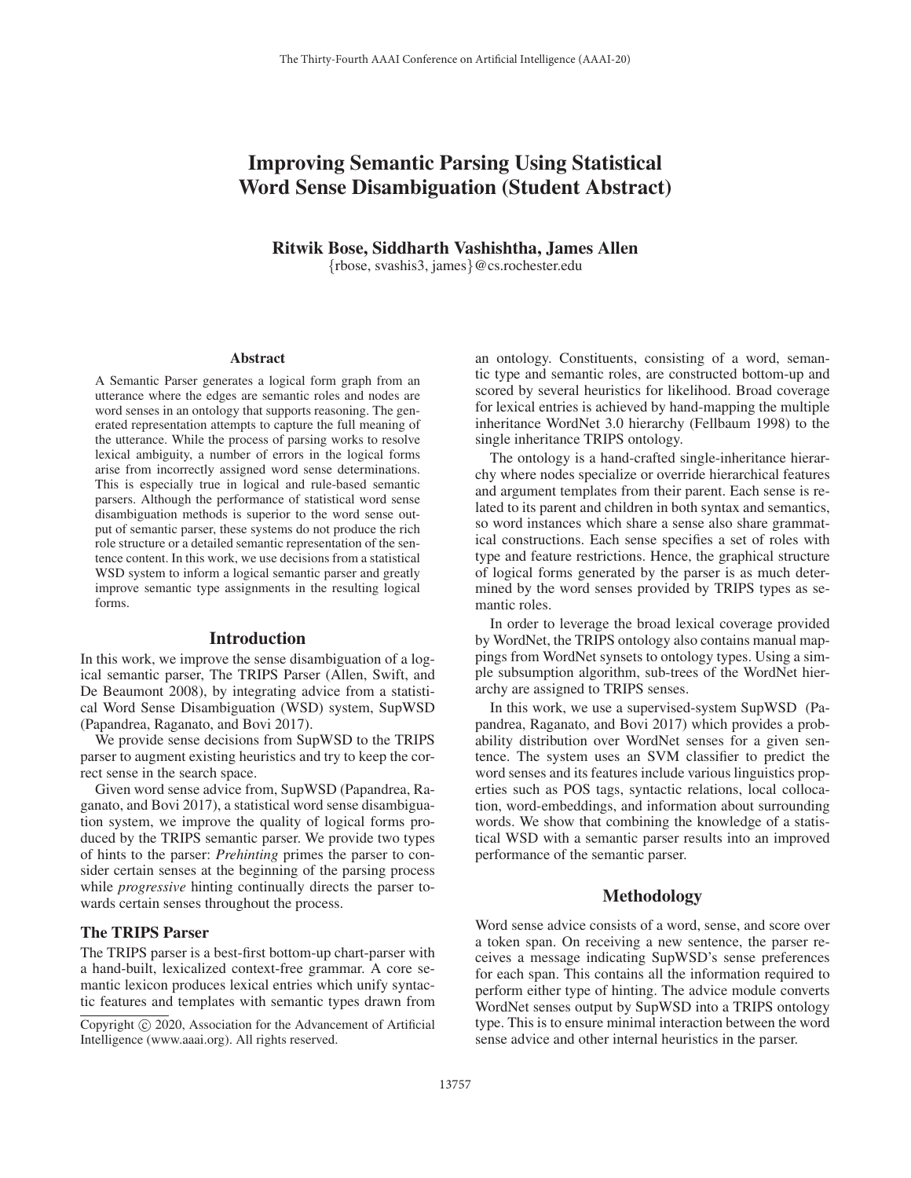# Improving Semantic Parsing Using Statistical Word Sense Disambiguation (Student Abstract)

**Ritwik Bose, Siddharth Vashishtha, James Allen**
{rbose, svashis3, james}@cs.rochester.edu

## Abstract

A Semantic Parser generates a logical form graph from an utterance where the edges are semantic roles and nodes are word senses in an ontology that supports reasoning. The generated representation attempts to capture the full meaning of the utterance. While the process of parsing works to resolve lexical ambiguity, a number of errors in the logical forms arise from incorrectly assigned word sense determinations. This is especially true in logical and rule-based semantic parsers. Although the performance of statistical word sense disambiguation methods is superior to the word sense output of semantic parser, these systems do not produce the rich role structure or a detailed semantic representation of the sentence content. In this work, we use decisions from a statistical WSD system to inform a logical semantic parser and greatly improve semantic type assignments in the resulting logical forms.

## Introduction

In this work, we improve the sense disambiguation of a logical semantic parser, The TRIPS Parser (Allen, Swift, and De Beaumont 2008), by integrating advice from a statistical Word Sense Disambiguation (WSD) system, SupWSD (Papandrea, Raganato, and Bovi 2017).

We provide sense decisions from SupWSD to the TRIPS parser to augment existing heuristics and try to keep the correct sense in the search space.

Given word sense advice from, SupWSD (Papandrea, Raganato, and Bovi 2017), a statistical word sense disambiguation system, we improve the quality of logical forms produced by the TRIPS semantic parser. We provide two types of hints to the parser: *Prehinting* primes the parser to consider certain senses at the beginning of the parsing process while *progressive* hinting continually directs the parser towards certain senses throughout the process.

### The TRIPS Parser

The TRIPS parser is a best-first bottom-up chart-parser with a hand-built, lexicalized context-free grammar. A core semantic lexicon produces lexical entries which unify syntactic features and templates with semantic types drawn from an ontology. Constituents, consisting of a word, semantic type and semantic roles, are constructed bottom-up and scored by several heuristics for likelihood. Broad coverage for lexical entries is achieved by hand-mapping the multiple inheritance WordNet 3.0 hierarchy (Fellbaum 1998) to the single inheritance TRIPS ontology.

The ontology is a hand-crafted single-inheritance hierarchy where nodes specialize or override hierarchical features and argument templates from their parent. Each sense is related to its parent and children in both syntax and semantics, so word instances which share a sense also share grammatical constructions. Each sense specifies a set of roles with type and feature restrictions. Hence, the graphical structure of logical forms generated by the parser is as much determined by the word senses provided by TRIPS types as semantic roles.

In order to leverage the broad lexical coverage provided by WordNet, the TRIPS ontology also contains manual mappings from WordNet synsets to ontology types. Using a simple subsumption algorithm, sub-trees of the WordNet hierarchy are assigned to TRIPS senses.

In this work, we use a supervised-system SupWSD (Papandrea, Raganato, and Bovi 2017) which provides a probability distribution over WordNet senses for a given sentence. The system uses an SVM classifier to predict the word senses and its features include various linguistics properties such as POS tags, syntactic relations, local collocation, word-embeddings, and information about surrounding words. We show that combining the knowledge of a statistical WSD with a semantic parser results into an improved performance of the semantic parser.

## Methodology

Word sense advice consists of a word, sense, and score over a token span. On receiving a new sentence, the parser receives a message indicating SupWSD's sense preferences for each span. This contains all the information required to perform either type of hinting. The advice module converts WordNet senses output by SupWSD into a TRIPS ontology type. This is to ensure minimal interaction between the word sense advice and other internal heuristics in the parser.

Copyright © 2020, Association for the Advancement of Artificial Intelligence (www.aaai.org). All rights reserved.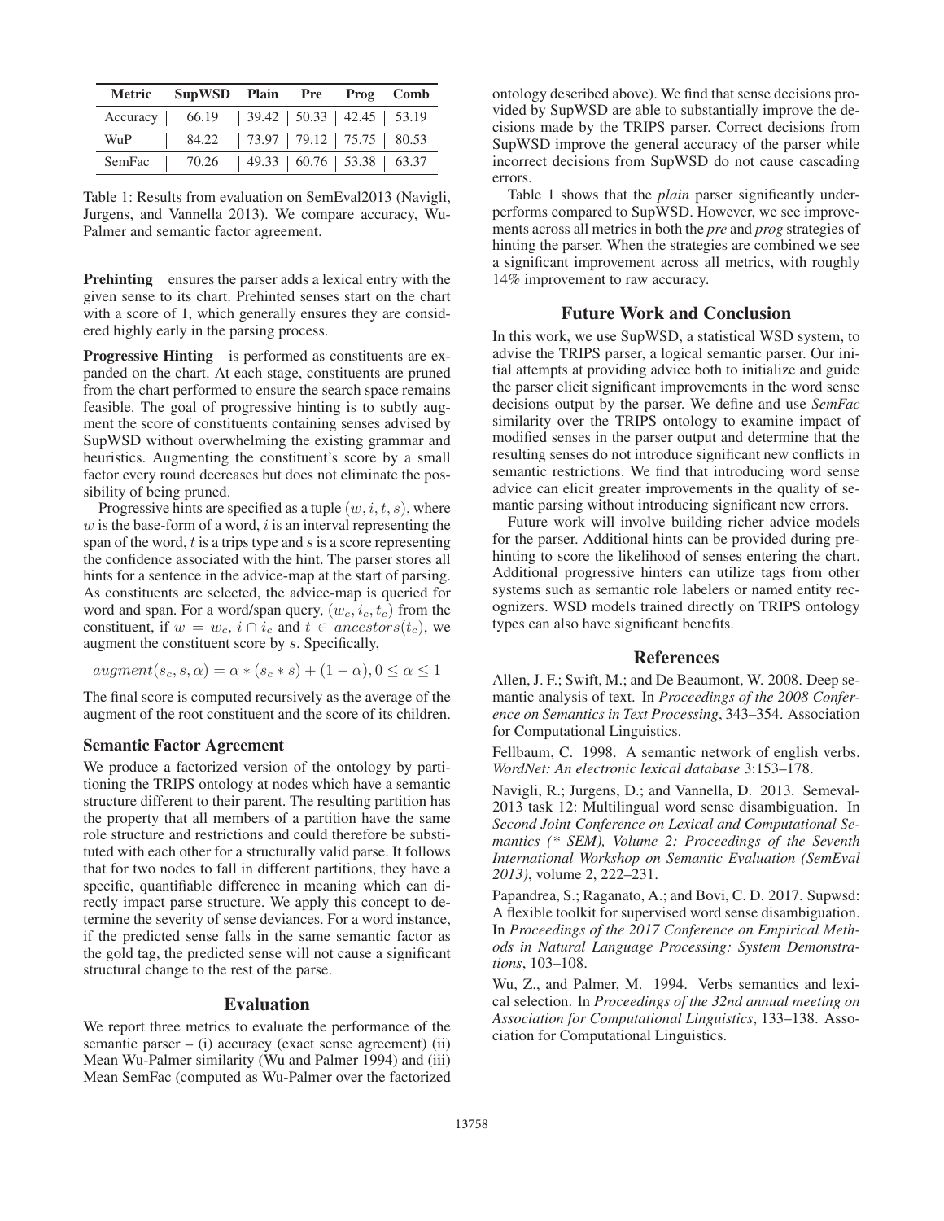| Metric | SupWSD | Plain | Pre | Prog | Comb |
|---|---|---|---|---|---|
| Accuracy | 66.19 | 39.42 | 50.33 | 42.45 | 53.19 |
| WuP | 84.22 | 73.97 | 79.12 | 75.75 | 80.53 |
| SemFac | 70.26 | 49.33 | 60.76 | 53.38 | 63.37 |

Table 1: Results from evaluation on SemEval2013 (Navigli, Jurgens, and Vannella 2013). We compare accuracy, Wu-Palmer and semantic factor agreement.

**Prehinting** ensures the parser adds a lexical entry with the given sense to its chart. Prehinted senses start on the chart with a score of 1, which generally ensures they are considered highly early in the parsing process.

**Progressive Hinting** is performed as constituents are expanded on the chart. At each stage, constituents are pruned from the chart performed to ensure the search space remains feasible. The goal of progressive hinting is to subtly augment the score of constituents containing senses advised by SupWSD without overwhelming the existing grammar and heuristics. Augmenting the constituent's score by a small factor every round decreases but does not eliminate the possibility of being pruned.

Progressive hints are specified as a tuple $(w, i, t, s)$, where $w$ is the base-form of a word, $i$ is an interval representing the span of the word, $t$ is a trips type and $s$ is a score representing the confidence associated with the hint. The parser stores all hints for a sentence in the advice-map at the start of parsing. As constituents are selected, the advice-map is queried for word and span. For a word/span query, $(w_c, i_c, t_c)$ from the constituent, if $w = w_c$, $i \cap i_c$ and $t \in ancestors(t_c)$, we augment the constituent score by $s$. Specifically,

$$augment(s_c, s, \alpha) = \alpha * (s_c * s) + (1 - \alpha), 0 \leq \alpha \leq 1$$

The final score is computed recursively as the average of the augment of the root constituent and the score of its children.

### Semantic Factor Agreement

We produce a factorized version of the ontology by partitioning the TRIPS ontology at nodes which have a semantic structure different to their parent. The resulting partition has the property that all members of a partition have the same role structure and restrictions and could therefore be substituted with each other for a structurally valid parse. It follows that for two nodes to fall in different partitions, they have a specific, quantifiable difference in meaning which can directly impact parse structure. We apply this concept to determine the severity of sense deviances. For a word instance, if the predicted sense falls in the same semantic factor as the gold tag, the predicted sense will not cause a significant structural change to the rest of the parse.

## Evaluation

We report three metrics to evaluate the performance of the semantic parser – (i) accuracy (exact sense agreement) (ii) Mean Wu-Palmer similarity (Wu and Palmer 1994) and (iii) Mean SemFac (computed as Wu-Palmer over the factorized ontology described above). We find that sense decisions provided by SupWSD are able to substantially improve the decisions made by the TRIPS parser. Correct decisions from SupWSD improve the general accuracy of the parser while incorrect decisions from SupWSD do not cause cascading errors.

Table 1 shows that the *plain* parser significantly underperforms compared to SupWSD. However, we see improvements across all metrics in both the *pre* and *prog* strategies of hinting the parser. When the strategies are combined we see a significant improvement across all metrics, with roughly 14% improvement to raw accuracy.

## Future Work and Conclusion

In this work, we use SupWSD, a statistical WSD system, to advise the TRIPS parser, a logical semantic parser. Our initial attempts at providing advice both to initialize and guide the parser elicit significant improvements in the word sense decisions output by the parser. We define and use *SemFac* similarity over the TRIPS ontology to examine impact of modified senses in the parser output and determine that the resulting senses do not introduce significant new conflicts in semantic restrictions. We find that introducing word sense advice can elicit greater improvements in the quality of semantic parsing without introducing significant new errors.

Future work will involve building richer advice models for the parser. Additional hints can be provided during prehinting to score the likelihood of senses entering the chart. Additional progressive hinters can utilize tags from other systems such as semantic role labelers or named entity recognizers. WSD models trained directly on TRIPS ontology types can also have significant benefits.

## References

Allen, J. F.; Swift, M.; and De Beaumont, W. 2008. Deep semantic analysis of text. In *Proceedings of the 2008 Conference on Semantics in Text Processing*, 343–354. Association for Computational Linguistics.

Fellbaum, C. 1998. A semantic network of english verbs. *WordNet: An electronic lexical database* 3:153–178.

Navigli, R.; Jurgens, D.; and Vannella, D. 2013. Semeval-2013 task 12: Multilingual word sense disambiguation. In *Second Joint Conference on Lexical and Computational Semantics (* SEM), Volume 2: Proceedings of the Seventh International Workshop on Semantic Evaluation (SemEval 2013)*, volume 2, 222–231.

Papandrea, S.; Raganato, A.; and Bovi, C. D. 2017. Supwsd: A flexible toolkit for supervised word sense disambiguation. In *Proceedings of the 2017 Conference on Empirical Methods in Natural Language Processing: System Demonstrations*, 103–108.

Wu, Z., and Palmer, M. 1994. Verbs semantics and lexical selection. In *Proceedings of the 32nd annual meeting on Association for Computational Linguistics*, 133–138. Association for Computational Linguistics.